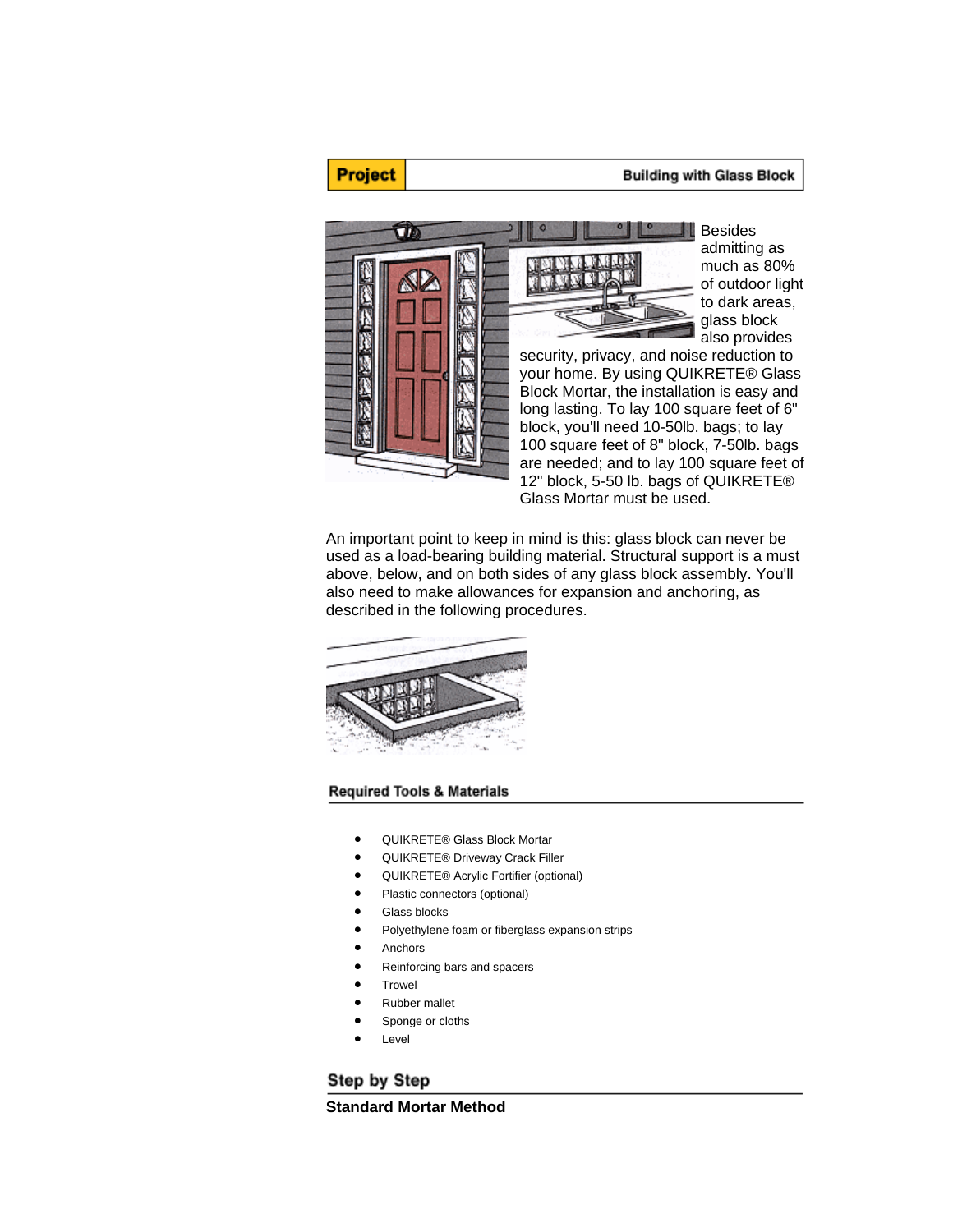**Project** Building with Glass Block

Besides admitting as much as 80% of outdoor light to dark areas, glass block also provides security, privacy, and noise reduction to your home. By using QUIKRETE® Glass Block Mortar, the installation is easy and long lasting. To lay 100 square feet of 6" block, you'll need 10-50lb. bags; to lay 100 square feet of 8" block, 7-50lb. bags are needed; and to lay 100 square feet of 12" block, 5-50 lb. bags of QUIKRETE® Glass Mortar must be used.

An important point to keep in mind is this: glass block can never be used as a load-bearing building material. Structural support is a must above, below, and on both sides of any glass block assembly. You'll also need to make allowances for expansion and anchoring, as described in the following procedures.

## Required Tools & Materials

- QUIKRETE® Glass Block Mortar
- QUIKRETE® Driveway Crack Filler
- QUIKRETE® Acrylic Fortifier (optional)
- Plastic connectors (optional)
- Glass blocks
- Polyethylene foam or fiberglass expansion strips
- Anchors
- Reinforcing bars and spacers
- Trowel
- Rubber mallet
- Sponge or cloths
- Level

## Step by Step

### Standard Mortar Method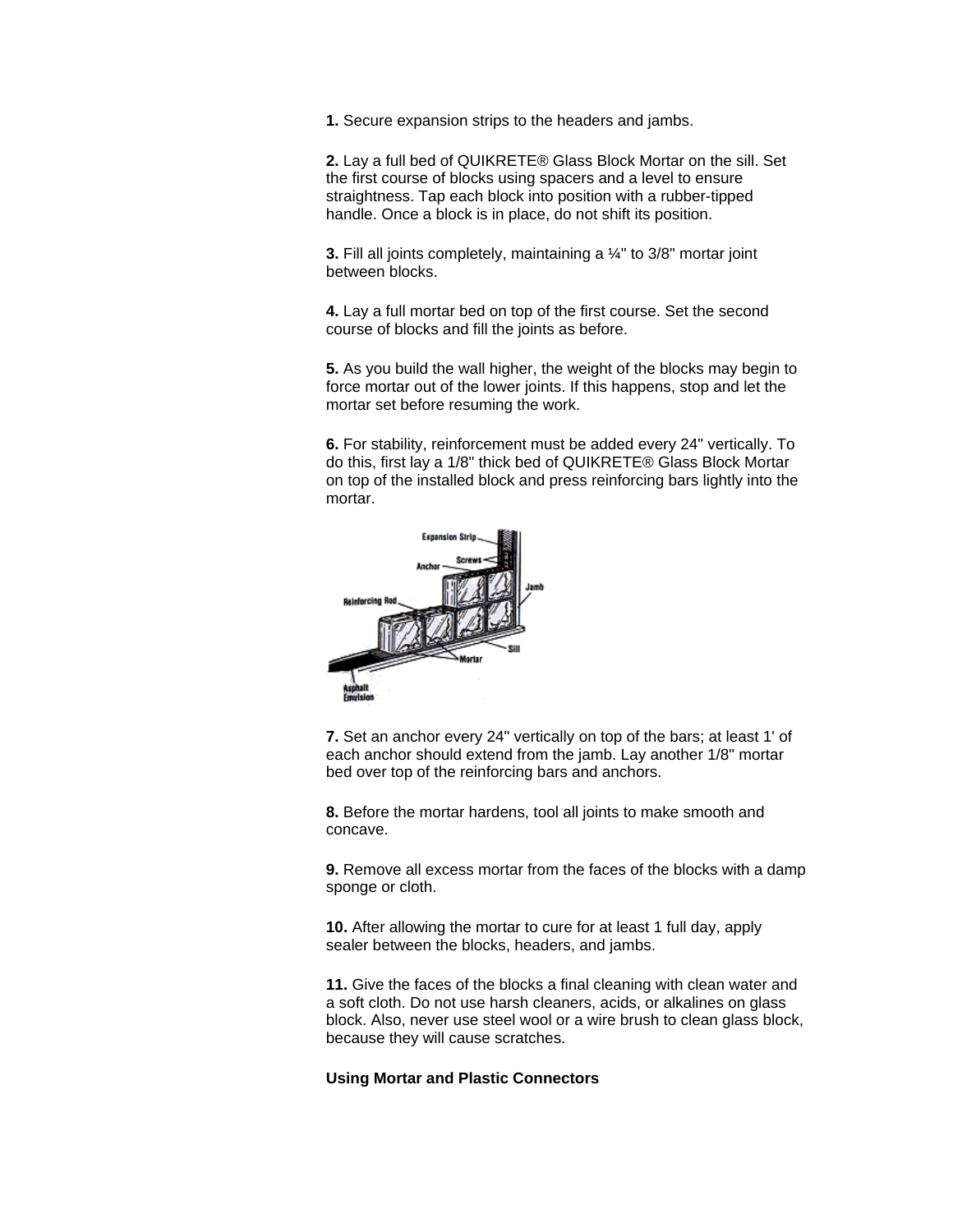**1.** Secure expansion strips to the headers and jambs.

**2.** Lay a full bed of QUIKRETE® Glass Block Mortar on the sill. Set the first course of blocks using spacers and a level to ensure straightness. Tap each block into position with a rubber-tipped handle. Once a block is in place, do not shift its position.

**3.** Fill all joints completely, maintaining a ¼" to 3/8" mortar joint between blocks.

**4.** Lay a full mortar bed on top of the first course. Set the second course of blocks and fill the joints as before.

**5.** As you build the wall higher, the weight of the blocks may begin to force mortar out of the lower joints. If this happens, stop and let the mortar set before resuming the work.

**6.** For stability, reinforcement must be added every 24" vertically. To do this, first lay a 1/8" thick bed of QUIKRETE® Glass Block Mortar on top of the installed block and press reinforcing bars lightly into the mortar.

**7.** Set an anchor every 24" vertically on top of the bars; at least 1' of each anchor should extend from the jamb. Lay another 1/8" mortar bed over top of the reinforcing bars and anchors.

**8.** Before the mortar hardens, tool all joints to make smooth and concave.

**9.** Remove all excess mortar from the faces of the blocks with a damp sponge or cloth.

**10.** After allowing the mortar to cure for at least 1 full day, apply sealer between the blocks, headers, and jambs.

**11.** Give the faces of the blocks a final cleaning with clean water and a soft cloth. Do not use harsh cleaners, acids, or alkalines on glass block. Also, never use steel wool or a wire brush to clean glass block, because they will cause scratches.

**Using Mortar and Plastic Connectors**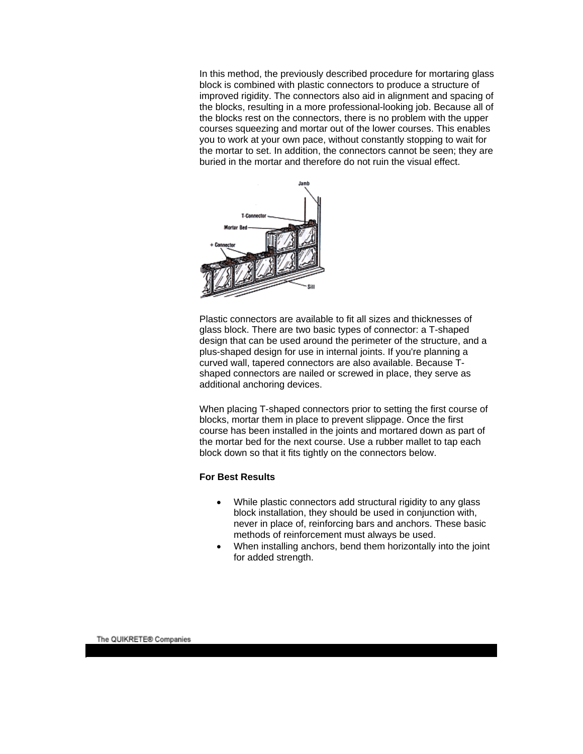In this method, the previously described procedure for mortaring glass block is combined with plastic connectors to produce a structure of improved rigidity. The connectors also aid in alignment and spacing of the blocks, resulting in a more professional-looking job. Because all of the blocks rest on the connectors, there is no problem with the upper courses squeezing and mortar out of the lower courses. This enables you to work at your own pace, without constantly stopping to wait for the mortar to set. In addition, the connectors cannot be seen; they are buried in the mortar and therefore do not ruin the visual effect.

Jamb

T-Connector

Mortar Bed

+ Connector

Sill

Plastic connectors are available to fit all sizes and thicknesses of glass block. There are two basic types of connector: a T-shaped design that can be used around the perimeter of the structure, and a plus-shaped design for use in internal joints. If you're planning a curved wall, tapered connectors are also available. Because T-shaped connectors are nailed or screwed in place, they serve as additional anchoring devices.

When placing T-shaped connectors prior to setting the first course of blocks, mortar them in place to prevent slippage. Once the first course has been installed in the joints and mortared down as part of the mortar bed for the next course. Use a rubber mallet to tap each block down so that it fits tightly on the connectors below.

**For Best Results**

- While plastic connectors add structural rigidity to any glass block installation, they should be used in conjunction with, never in place of, reinforcing bars and anchors. These basic methods of reinforcement must always be used.
- When installing anchors, bend them horizontally into the joint for added strength.